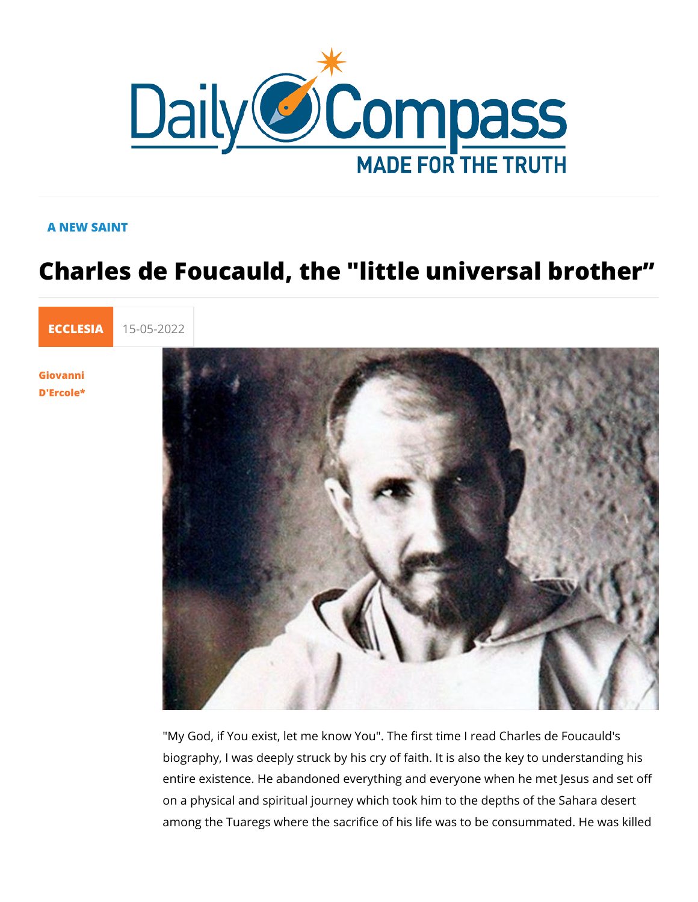A NEW SAINT

# Charles de Foucauld, the "little universal brother"

ECCLESIA 15-05-2022

Giovanni D'Ercole*

"My God, if You exist, let me know You". The first time I read Charles de Foucauld's biography, I was deeply struck by his cry of faith. It is also the key to understanding his entire existence. He abandoned everything and everyone when he met Jesus and set off on a physical and spiritual journey which took him to the depths of the Sahara desert among the Tuaregs where the sacrifice of his life was to be consummated. He was killed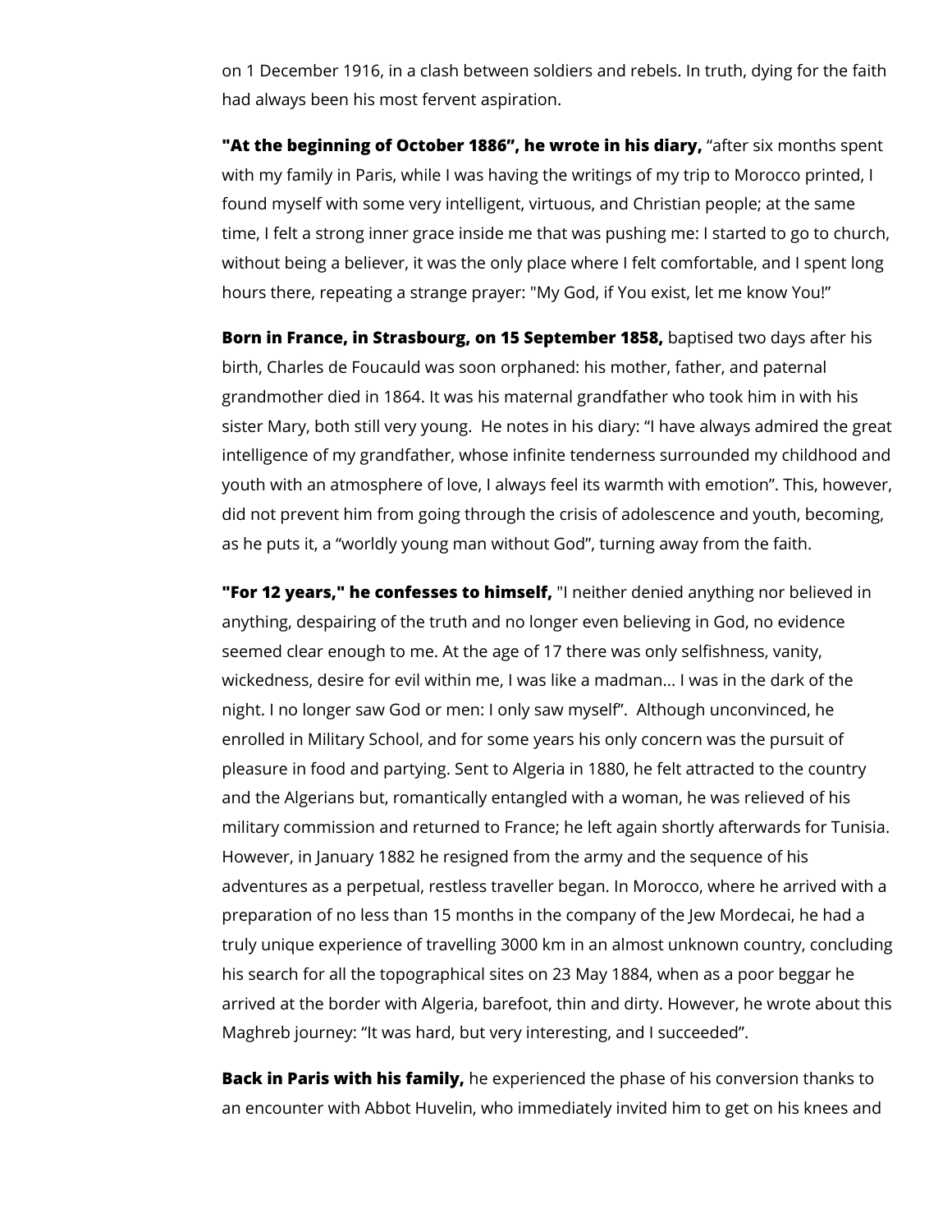on 1 December 1916, in a clash between soldiers and rebels. In truth, dying for the faith had always been his most fervent aspiration.

**"At the beginning of October 1886", he wrote in his diary,** "after six months spent with my family in Paris, while I was having the writings of my trip to Morocco printed, I found myself with some very intelligent, virtuous, and Christian people; at the same time, I felt a strong inner grace inside me that was pushing me: I started to go to church, without being a believer, it was the only place where I felt comfortable, and I spent long hours there, repeating a strange prayer: "My God, if You exist, let me know You!"

**Born in France, in Strasbourg, on 15 September 1858,** baptised two days after his birth, Charles de Foucauld was soon orphaned: his mother, father, and paternal grandmother died in 1864. It was his maternal grandfather who took him in with his sister Mary, both still very young. He notes in his diary: "I have always admired the great intelligence of my grandfather, whose infinite tenderness surrounded my childhood and youth with an atmosphere of love, I always feel its warmth with emotion". This, however, did not prevent him from going through the crisis of adolescence and youth, becoming, as he puts it, a "worldly young man without God", turning away from the faith.

**"For 12 years," he confesses to himself,** "I neither denied anything nor believed in anything, despairing of the truth and no longer even believing in God, no evidence seemed clear enough to me. At the age of 17 there was only selfishness, vanity, wickedness, desire for evil within me, I was like a madman... I was in the dark of the night. I no longer saw God or men: I only saw myself". Although unconvinced, he enrolled in Military School, and for some years his only concern was the pursuit of pleasure in food and partying. Sent to Algeria in 1880, he felt attracted to the country and the Algerians but, romantically entangled with a woman, he was relieved of his military commission and returned to France; he left again shortly afterwards for Tunisia. However, in January 1882 he resigned from the army and the sequence of his adventures as a perpetual, restless traveller began. In Morocco, where he arrived with a preparation of no less than 15 months in the company of the Jew Mordecai, he had a truly unique experience of travelling 3000 km in an almost unknown country, concluding his search for all the topographical sites on 23 May 1884, when as a poor beggar he arrived at the border with Algeria, barefoot, thin and dirty. However, he wrote about this Maghreb journey: "It was hard, but very interesting, and I succeeded".

**Back in Paris with his family,** he experienced the phase of his conversion thanks to an encounter with Abbot Huvelin, who immediately invited him to get on his knees and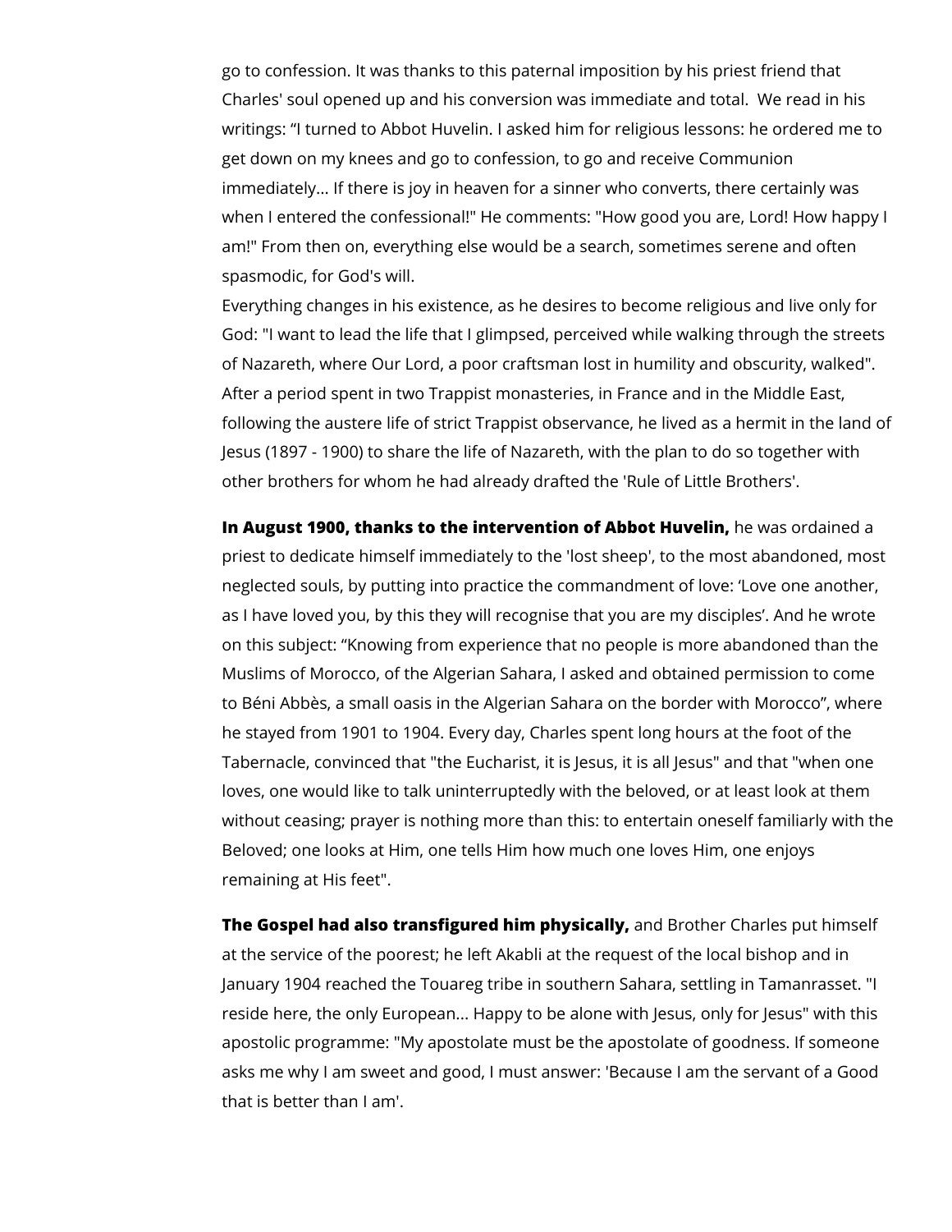go to confession. It was thanks to this paternal imposition by his priest friend that Charles' soul opened up and his conversion was immediate and total. We read in his writings: “I turned to Abbot Huvelin. I asked him for religious lessons: he ordered me to get down on my knees and go to confession, to go and receive Communion immediately... If there is joy in heaven for a sinner who converts, there certainly was when I entered the confessional!" He comments: "How good you are, Lord! How happy I am!" From then on, everything else would be a search, sometimes serene and often spasmodic, for God's will.
Everything changes in his existence, as he desires to become religious and live only for God: "I want to lead the life that I glimpsed, perceived while walking through the streets of Nazareth, where Our Lord, a poor craftsman lost in humility and obscurity, walked". After a period spent in two Trappist monasteries, in France and in the Middle East, following the austere life of strict Trappist observance, he lived as a hermit in the land of Jesus (1897 - 1900) to share the life of Nazareth, with the plan to do so together with other brothers for whom he had already drafted the 'Rule of Little Brothers'.

**In August 1900, thanks to the intervention of Abbot Huvelin,** he was ordained a priest to dedicate himself immediately to the 'lost sheep', to the most abandoned, most neglected souls, by putting into practice the commandment of love: ‘Love one another, as I have loved you, by this they will recognise that you are my disciples’. And he wrote on this subject: “Knowing from experience that no people is more abandoned than the Muslims of Morocco, of the Algerian Sahara, I asked and obtained permission to come to Béni Abbès, a small oasis in the Algerian Sahara on the border with Morocco”, where he stayed from 1901 to 1904. Every day, Charles spent long hours at the foot of the Tabernacle, convinced that "the Eucharist, it is Jesus, it is all Jesus" and that "when one loves, one would like to talk uninterruptedly with the beloved, or at least look at them without ceasing; prayer is nothing more than this: to entertain oneself familiarly with the Beloved; one looks at Him, one tells Him how much one loves Him, one enjoys remaining at His feet".

**The Gospel had also transfigured him physically,** and Brother Charles put himself at the service of the poorest; he left Akabli at the request of the local bishop and in January 1904 reached the Touareg tribe in southern Sahara, settling in Tamanrasset. "I reside here, the only European... Happy to be alone with Jesus, only for Jesus" with this apostolic programme: "My apostolate must be the apostolate of goodness. If someone asks me why I am sweet and good, I must answer: 'Because I am the servant of a Good that is better than I am'.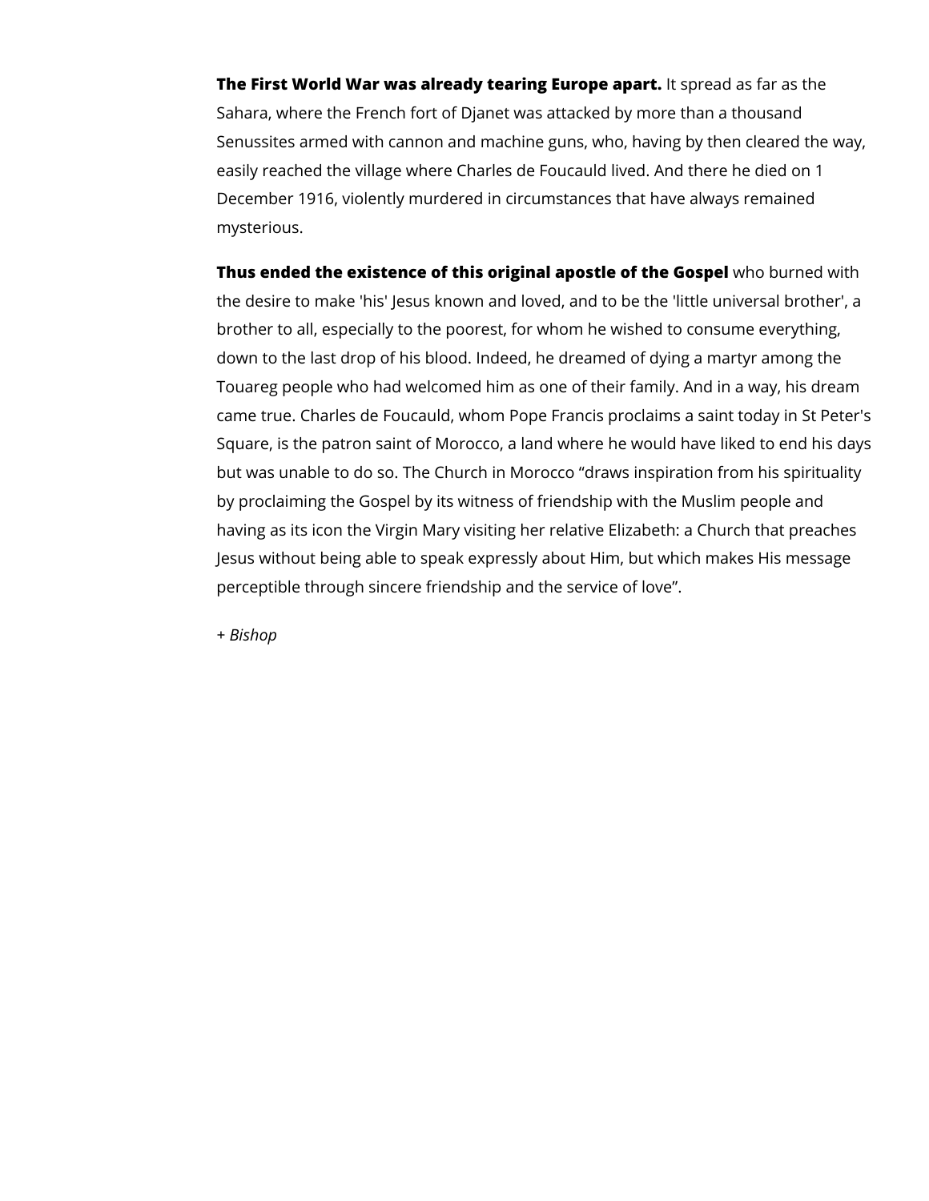**The First World War was already tearing Europe apart.** It spread as far as the Sahara, where the French fort of Djanet was attacked by more than a thousand Senussites armed with cannon and machine guns, who, having by then cleared the way, easily reached the village where Charles de Foucauld lived. And there he died on 1 December 1916, violently murdered in circumstances that have always remained mysterious.

**Thus ended the existence of this original apostle of the Gospel** who burned with the desire to make 'his' Jesus known and loved, and to be the 'little universal brother', a brother to all, especially to the poorest, for whom he wished to consume everything, down to the last drop of his blood. Indeed, he dreamed of dying a martyr among the Touareg people who had welcomed him as one of their family. And in a way, his dream came true. Charles de Foucauld, whom Pope Francis proclaims a saint today in St Peter's Square, is the patron saint of Morocco, a land where he would have liked to end his days but was unable to do so. The Church in Morocco "draws inspiration from his spirituality by proclaiming the Gospel by its witness of friendship with the Muslim people and having as its icon the Virgin Mary visiting her relative Elizabeth: a Church that preaches Jesus without being able to speak expressly about Him, but which makes His message perceptible through sincere friendship and the service of love".

+ *Bishop*